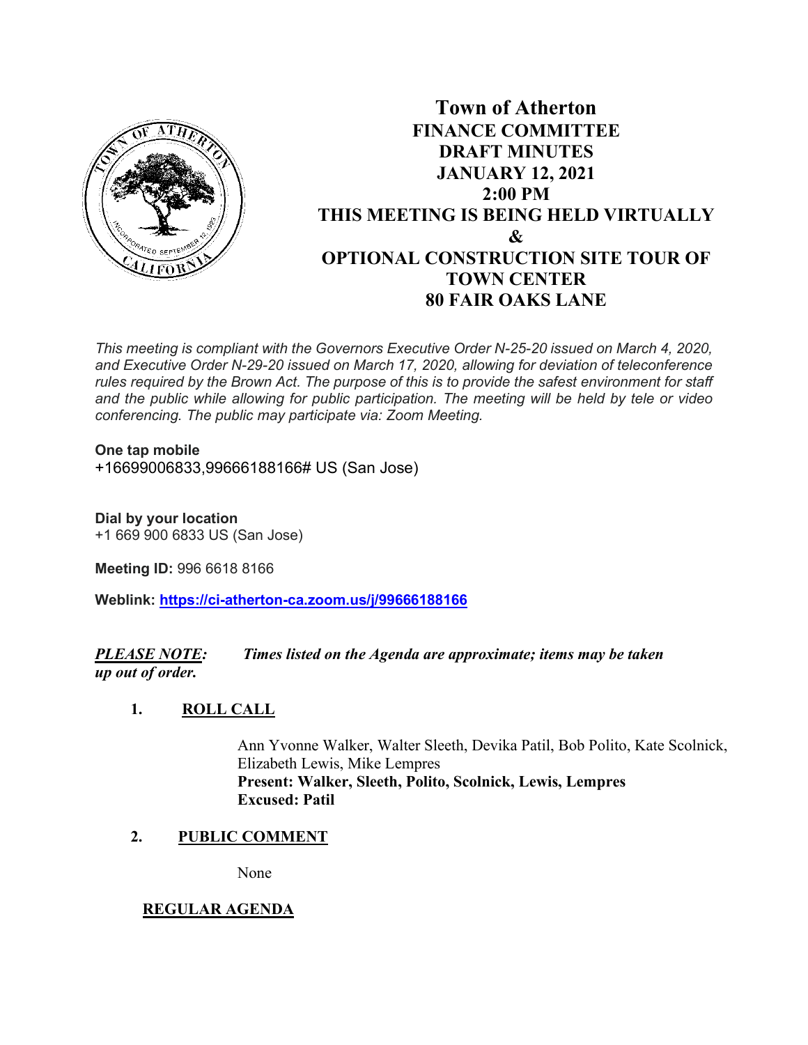# Town of Atherton

## FINANCE COMMITTEE
## DRAFT MINUTES
## JANUARY 12, 2021
## 2:00 PM
## THIS MEETING IS BEING HELD VIRTUALLY
## &
## OPTIONAL CONSTRUCTION SITE TOUR OF TOWN CENTER
## 80 FAIR OAKS LANE

*This meeting is compliant with the Governors Executive Order N-25-20 issued on March 4, 2020, and Executive Order N-29-20 issued on March 17, 2020, allowing for deviation of teleconference rules required by the Brown Act. The purpose of this is to provide the safest environment for staff and the public while allowing for public participation. The meeting will be held by tele or video conferencing. The public may participate via: Zoom Meeting.*

**One tap mobile**
+16699006833,99666188166# US (San Jose)

**Dial by your location**
+1 669 900 6833 US (San Jose)

**Meeting ID:** 996 6618 8166

**Weblink:** [https://ci-atherton-ca.zoom.us/j/99666188166](https://ci-atherton-ca.zoom.us/j/99666188166)

***PLEASE NOTE:*** ***Times listed on the Agenda are approximate; items may be taken up out of order.***

**1. ROLL CALL**

Ann Yvonne Walker, Walter Sleeth, Devika Patil, Bob Polito, Kate Scolnick, Elizabeth Lewis, Mike Lempres
**Present: Walker, Sleeth, Polito, Scolnick, Lewis, Lempres**
**Excused: Patil**

**2. PUBLIC COMMENT**

None

**REGULAR AGENDA**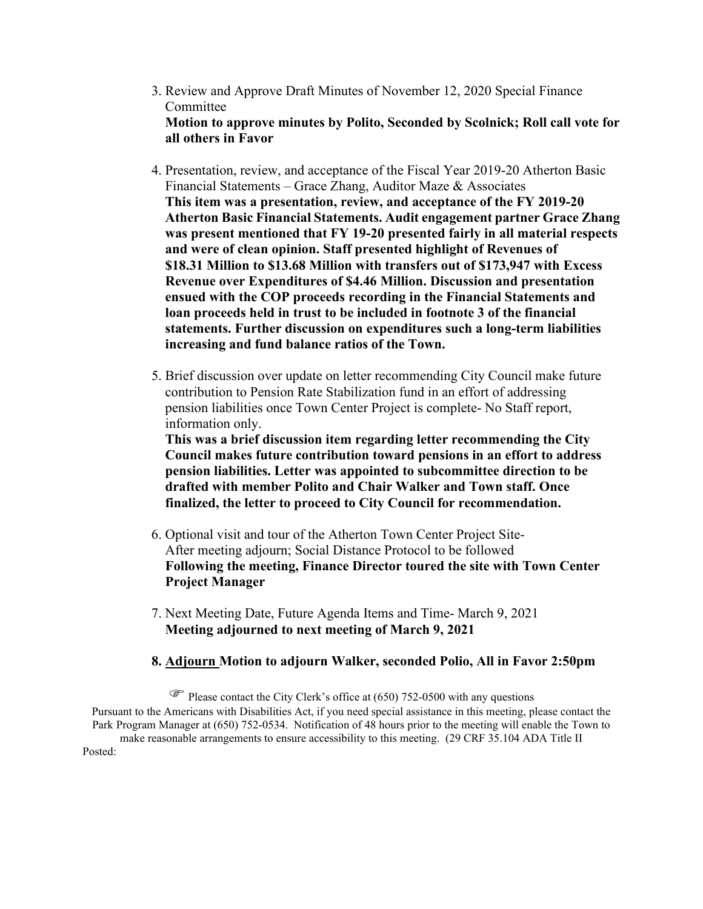3. Review and Approve Draft Minutes of November 12, 2020 Special Finance Committee
   **Motion to approve minutes by Polito, Seconded by Scolnick; Roll call vote for all others in Favor**

4. Presentation, review, and acceptance of the Fiscal Year 2019-20 Atherton Basic Financial Statements – Grace Zhang, Auditor Maze & Associates
   **This item was a presentation, review, and acceptance of the FY 2019-20 Atherton Basic Financial Statements. Audit engagement partner Grace Zhang was present mentioned that FY 19-20 presented fairly in all material respects and were of clean opinion. Staff presented highlight of Revenues of $18.31 Million to $13.68 Million with transfers out of $173,947 with Excess Revenue over Expenditures of $4.46 Million. Discussion and presentation ensued with the COP proceeds recording in the Financial Statements and loan proceeds held in trust to be included in footnote 3 of the financial statements. Further discussion on expenditures such a long-term liabilities increasing and fund balance ratios of the Town.**

5. Brief discussion over update on letter recommending City Council make future contribution to Pension Rate Stabilization fund in an effort of addressing pension liabilities once Town Center Project is complete- No Staff report, information only.
   **This was a brief discussion item regarding letter recommending the City Council makes future contribution toward pensions in an effort to address pension liabilities. Letter was appointed to subcommittee direction to be drafted with member Polito and Chair Walker and Town staff. Once finalized, the letter to proceed to City Council for recommendation.**

6. Optional visit and tour of the Atherton Town Center Project Site-
   After meeting adjourn; Social Distance Protocol to be followed
   **Following the meeting, Finance Director toured the site with Town Center Project Manager**

7. Next Meeting Date, Future Agenda Items and Time- March 9, 2021
   **Meeting adjourned to next meeting of March 9, 2021**

8. **Adjourn Motion to adjourn Walker, seconded Polio, All in Favor 2:50pm**

☞ Please contact the City Clerk's office at (650) 752-0500 with any questions

Pursuant to the Americans with Disabilities Act, if you need special assistance in this meeting, please contact the Park Program Manager at (650) 752-0534. Notification of 48 hours prior to the meeting will enable the Town to make reasonable arrangements to ensure accessibility to this meeting. (29 CRF 35.104 ADA Title II

Posted: